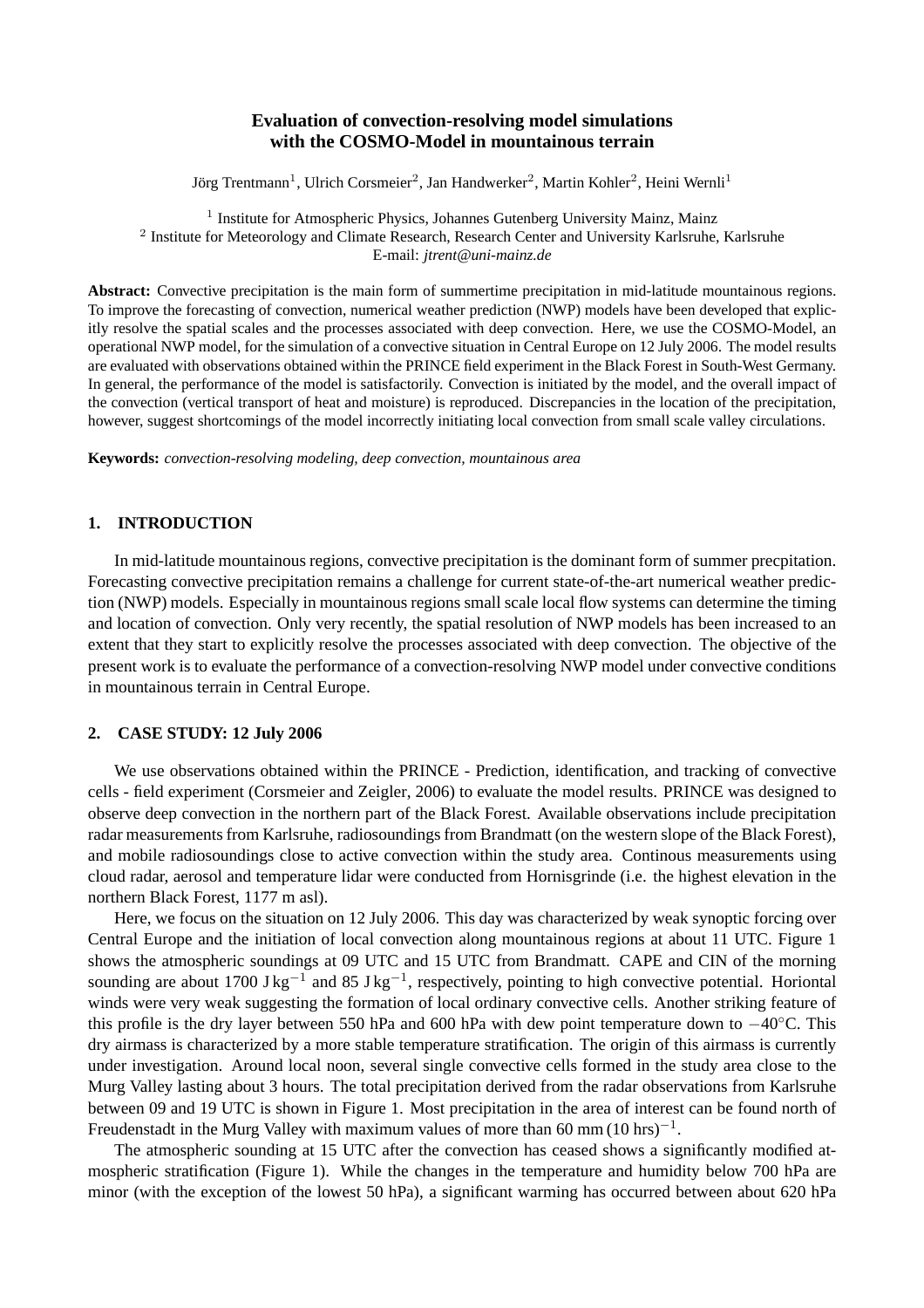# Evaluation of convection-resolving model simulations with the COSMO-Model in mountainous terrain

Jörg Trentmann[1], Ulrich Corsmeier[2], Jan Handwerker[2], Martin Kohler[2], Heini Wernli[1]

[1] Institute for Atmospheric Physics, Johannes Gutenberg University Mainz, Mainz
[2] Institute for Meteorology and Climate Research, Research Center and University Karlsruhe, Karlsruhe
E-mail: *jtrent@uni-mainz.de*

**Abstract:** Convective precipitation is the main form of summertime precipitation in mid-latitude mountainous regions. To improve the forecasting of convection, numerical weather prediction (NWP) models have been developed that explicitly resolve the spatial scales and the processes associated with deep convection. Here, we use the COSMO-Model, an operational NWP model, for the simulation of a convective situation in Central Europe on 12 July 2006. The model results are evaluated with observations obtained within the PRINCE field experiment in the Black Forest in South-West Germany. In general, the performance of the model is satisfactorily. Convection is initiated by the model, and the overall impact of the convection (vertical transport of heat and moisture) is reproduced. Discrepancies in the location of the precipitation, however, suggest shortcomings of the model incorrectly initiating local convection from small scale valley circulations.

**Keywords:** *convection-resolving modeling, deep convection, mountainous area*

## 1. INTRODUCTION

In mid-latitude mountainous regions, convective precipitation is the dominant form of summer precpitation. Forecasting convective precipitation remains a challenge for current state-of-the-art numerical weather prediction (NWP) models. Especially in mountainous regions small scale local flow systems can determine the timing and location of convection. Only very recently, the spatial resolution of NWP models has been increased to an extent that they start to explicitly resolve the processes associated with deep convection. The objective of the present work is to evaluate the performance of a convection-resolving NWP model under convective conditions in mountainous terrain in Central Europe.

## 2. CASE STUDY: 12 July 2006

We use observations obtained within the PRINCE - Prediction, identification, and tracking of convective cells - field experiment (Corsmeier and Zeigler, 2006) to evaluate the model results. PRINCE was designed to observe deep convection in the northern part of the Black Forest. Available observations include precipitation radar measurements from Karlsruhe, radiosoundings from Brandmatt (on the western slope of the Black Forest), and mobile radiosoundings close to active convection within the study area. Continous measurements using cloud radar, aerosol and temperature lidar were conducted from Hornisgrinde (i.e. the highest elevation in the northern Black Forest, 1177 m asl).

Here, we focus on the situation on 12 July 2006. This day was characterized by weak synoptic forcing over Central Europe and the initiation of local convection along mountainous regions at about 11 UTC. Figure 1 shows the atmospheric soundings at 09 UTC and 15 UTC from Brandmatt. CAPE and CIN of the morning sounding are about 1700 $\mathrm{J\,kg^{-1}}$ and 85 $\mathrm{J\,kg^{-1}}$, respectively, pointing to high convective potential. Horiontal winds were very weak suggesting the formation of local ordinary convective cells. Another striking feature of this profile is the dry layer between 550 hPa and 600 hPa with dew point temperature down to $-40°$C. This dry airmass is characterized by a more stable temperature stratification. The origin of this airmass is currently under investigation. Around local noon, several single convective cells formed in the study area close to the Murg Valley lasting about 3 hours. The total precipitation derived from the radar observations from Karlsruhe between 09 and 19 UTC is shown in Figure 1. Most precipitation in the area of interest can be found north of Freudenstadt in the Murg Valley with maximum values of more than 60 mm $(10\ \mathrm{hrs})^{-1}$.

The atmospheric sounding at 15 UTC after the convection has ceased shows a significantly modified atmospheric stratification (Figure 1). While the changes in the temperature and humidity below 700 hPa are minor (with the exception of the lowest 50 hPa), a significant warming has occurred between about 620 hPa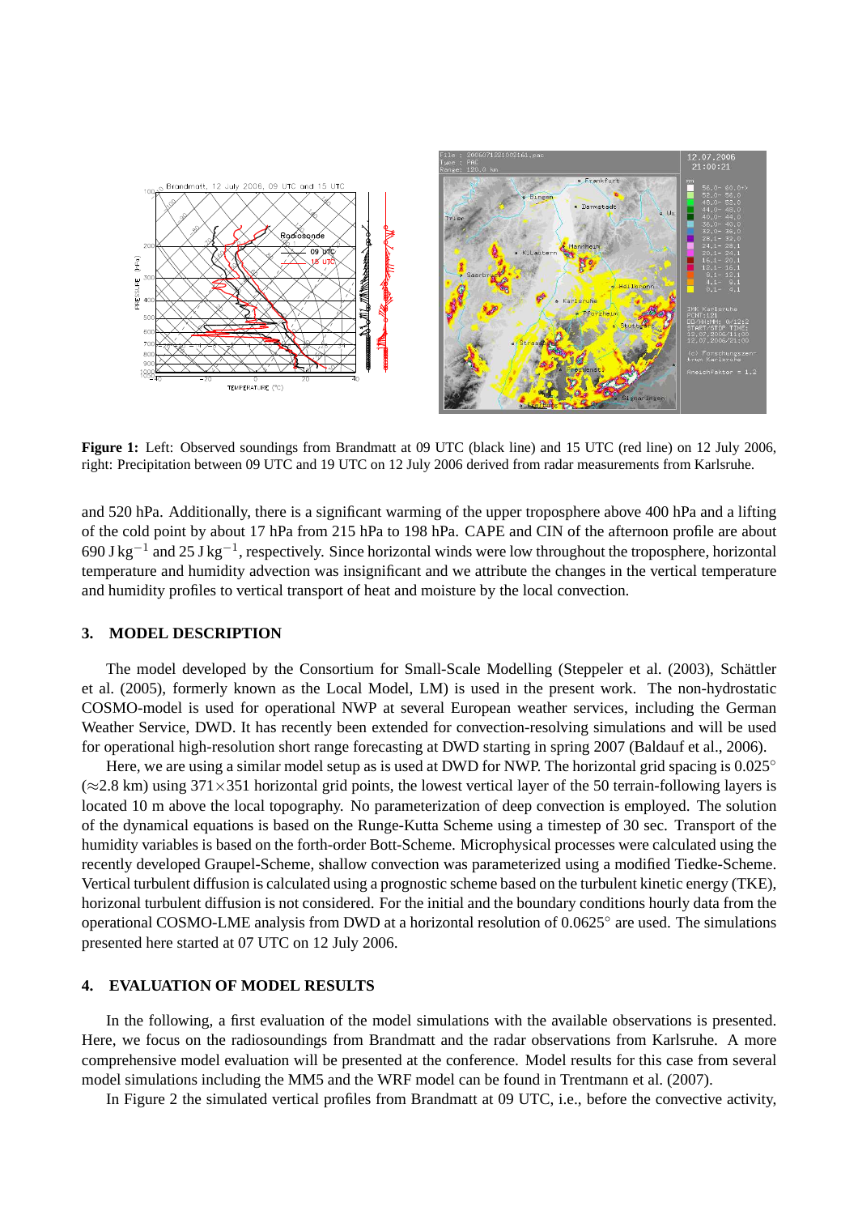**Figure 1:** Left: Observed soundings from Brandmatt at 09 UTC (black line) and 15 UTC (red line) on 12 July 2006, right: Precipitation between 09 UTC and 19 UTC on 12 July 2006 derived from radar measurements from Karlsruhe.

and 520 hPa. Additionally, there is a significant warming of the upper troposphere above 400 hPa and a lifting of the cold point by about 17 hPa from 215 hPa to 198 hPa. CAPE and CIN of the afternoon profile are about 690 J $\mathrm{kg}^{-1}$ and 25 J $\mathrm{kg}^{-1}$, respectively. Since horizontal winds were low throughout the troposphere, horizontal temperature and humidity advection was insignificant and we attribute the changes in the vertical temperature and humidity profiles to vertical transport of heat and moisture by the local convection.

## 3. MODEL DESCRIPTION

The model developed by the Consortium for Small-Scale Modelling (Steppeler et al. (2003), Schättler et al. (2005), formerly known as the Local Model, LM) is used in the present work. The non-hydrostatic COSMO-model is used for operational NWP at several European weather services, including the German Weather Service, DWD. It has recently been extended for convection-resolving simulations and will be used for operational high-resolution short range forecasting at DWD starting in spring 2007 (Baldauf et al., 2006).

Here, we are using a similar model setup as is used at DWD for NWP. The horizontal grid spacing is 0.025° ($\approx$2.8 km) using 371$\times$351 horizontal grid points, the lowest vertical layer of the 50 terrain-following layers is located 10 m above the local topography. No parameterization of deep convection is employed. The solution of the dynamical equations is based on the Runge-Kutta Scheme using a timestep of 30 sec. Transport of the humidity variables is based on the forth-order Bott-Scheme. Microphysical processes were calculated using the recently developed Graupel-Scheme, shallow convection was parameterized using a modified Tiedke-Scheme. Vertical turbulent diffusion is calculated using a prognostic scheme based on the turbulent kinetic energy (TKE), horizontal turbulent diffusion is not considered. For the initial and the boundary conditions hourly data from the operational COSMO-LME analysis from DWD at a horizontal resolution of 0.0625° are used. The simulations presented here started at 07 UTC on 12 July 2006.

## 4. EVALUATION OF MODEL RESULTS

In the following, a first evaluation of the model simulations with the available observations is presented. Here, we focus on the radiosoundings from Brandmatt and the radar observations from Karlsruhe. A more comprehensive model evaluation will be presented at the conference. Model results for this case from several model simulations including the MM5 and the WRF model can be found in Trentmann et al. (2007).

In Figure 2 the simulated vertical profiles from Brandmatt at 09 UTC, i.e., before the convective activity,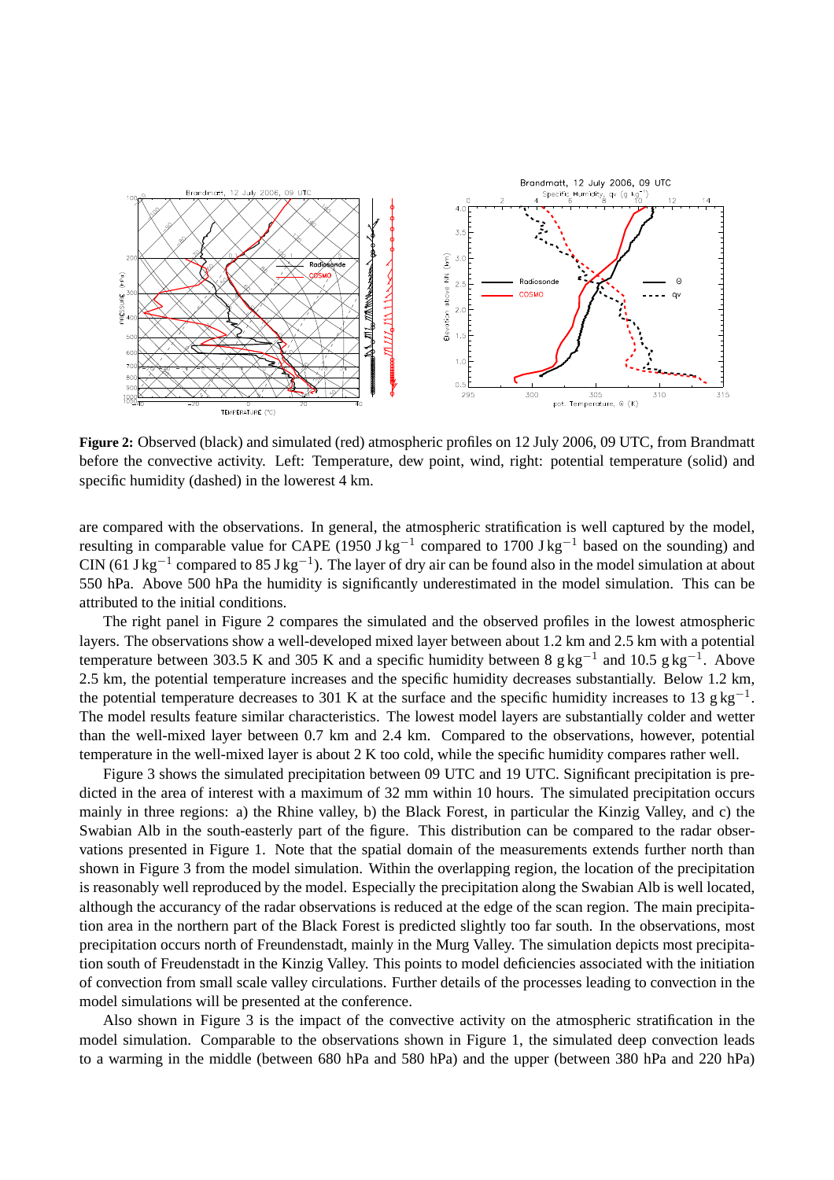**Figure 2:** Observed (black) and simulated (red) atmospheric profiles on 12 July 2006, 09 UTC, from Brandmatt before the convective activity. Left: Temperature, dew point, wind, right: potential temperature (solid) and specific humidity (dashed) in the lowerest 4 km.

are compared with the observations. In general, the atmospheric stratification is well captured by the model, resulting in comparable value for CAPE (1950 J kg$^{-1}$ compared to 1700 J kg$^{-1}$ based on the sounding) and CIN (61 J kg$^{-1}$ compared to 85 J kg$^{-1}$). The layer of dry air can be found also in the model simulation at about 550 hPa. Above 500 hPa the humidity is significantly underestimated in the model simulation. This can be attributed to the initial conditions.

The right panel in Figure 2 compares the simulated and the observed profiles in the lowest atmospheric layers. The observations show a well-developed mixed layer between about 1.2 km and 2.5 km with a potential temperature between 303.5 K and 305 K and a specific humidity between 8 g kg$^{-1}$ and 10.5 g kg$^{-1}$. Above 2.5 km, the potential temperature increases and the specific humidity decreases substantially. Below 1.2 km, the potential temperature decreases to 301 K at the surface and the specific humidity increases to 13 g kg$^{-1}$. The model results feature similar characteristics. The lowest model layers are substantially colder and wetter than the well-mixed layer between 0.7 km and 2.4 km. Compared to the observations, however, potential temperature in the well-mixed layer is about 2 K too cold, while the specific humidity compares rather well.

Figure 3 shows the simulated precipitation between 09 UTC and 19 UTC. Significant precipitation is predicted in the area of interest with a maximum of 32 mm within 10 hours. The simulated precipitation occurs mainly in three regions: a) the Rhine valley, b) the Black Forest, in particular the Kinzig Valley, and c) the Swabian Alb in the south-easterly part of the figure. This distribution can be compared to the radar observations presented in Figure 1. Note that the spatial domain of the measurements extends further north than shown in Figure 3 from the model simulation. Within the overlapping region, the location of the precipitation is reasonably well reproduced by the model. Especially the precipitation along the Swabian Alb is well located, although the accuracy of the radar observations is reduced at the edge of the scan region. The main precipitation area in the northern part of the Black Forest is predicted slightly too far south. In the observations, most precipitation occurs north of Freundenstadt, mainly in the Murg Valley. The simulation depicts most precipitation south of Freudenstadt in the Kinzig Valley. This points to model deficiencies associated with the initiation of convection from small scale valley circulations. Further details of the processes leading to convection in the model simulations will be presented at the conference.

Also shown in Figure 3 is the impact of the convective activity on the atmospheric stratification in the model simulation. Comparable to the observations shown in Figure 1, the simulated deep convection leads to a warming in the middle (between 680 hPa and 580 hPa) and the upper (between 380 hPa and 220 hPa)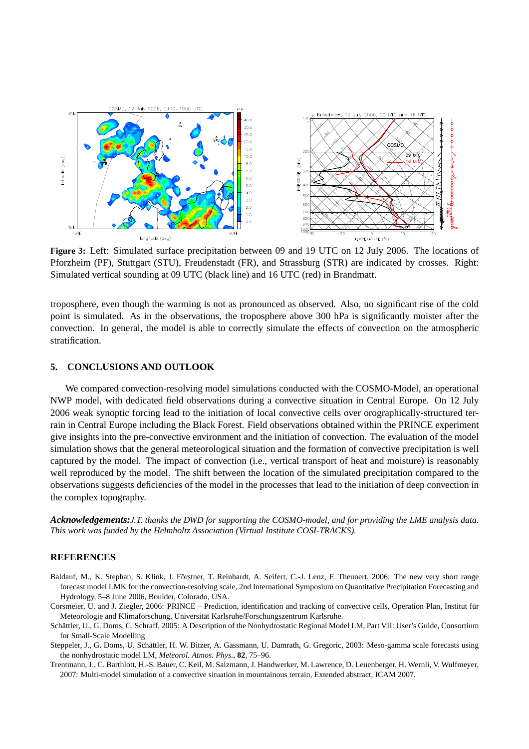COSMO, 12 July 2006, 0900–1900 UTC

49N

48N

7.4E

9.4E

latitude (deg)

longitude (deg)

PF

STU

STR

FR

mm

40.0
30.0
25.0
20.0
15.0
10.0
8.0
7.0
6.0
5.0
4.0
3.0
2.0
1.0
0.5

Brandmatt, 12 July 2006, 09 UTC and 16 UTC

COSMO

09 UTC

16 UTC

PRESSURE (hPa)

TEMPERATURE (°C)

**Figure 3:** Left: Simulated surface precipitation between 09 and 19 UTC on 12 July 2006. The locations of Pforzheim (PF), Stuttgart (STU), Freudenstadt (FR), and Strassburg (STR) are indicated by crosses. Right: Simulated vertical sounding at 09 UTC (black line) and 16 UTC (red) in Brandmatt.

troposphere, even though the warming is not as pronounced as observed. Also, no significant rise of the cold point is simulated. As in the observations, the troposphere above 300 hPa is significantly moister after the convection. In general, the model is able to correctly simulate the effects of convection on the atmospheric stratification.

## 5. CONCLUSIONS AND OUTLOOK

We compared convection-resolving model simulations conducted with the COSMO-Model, an operational NWP model, with dedicated field observations during a convective situation in Central Europe. On 12 July 2006 weak synoptic forcing lead to the initiation of local convective cells over orographically-structured terrain in Central Europe including the Black Forest. Field observations obtained within the PRINCE experiment give insights into the pre-convective environment and the initiation of convection. The evaluation of the model simulation shows that the general meteorological situation and the formation of convective precipitation is well captured by the model. The impact of convection (i.e., vertical transport of heat and moisture) is reasonably well reproduced by the model. The shift between the location of the simulated precipitation compared to the observations suggests deficiencies of the model in the processes that lead to the initiation of deep convection in the complex topography.

***Acknowledgements:*** *J.T. thanks the DWD for supporting the COSMO-model, and for providing the LME analysis data. This work was funded by the Helmholtz Association (Virtual Institute COSI-TRACKS).*

## REFERENCES

Baldauf, M., K. Stephan, S. Klink, J. Förstner, T. Reinhardt, A. Seifert, C.-J. Lenz, F. Theunert, 2006: The new very short range forecast model LMK for the convection-resolving scale, 2nd International Symposium on Quantitative Precipitation Forecasting and Hydrology, 5–8 June 2006, Boulder, Colorado, USA.

Corsmeier, U. and J. Ziegler, 2006: PRINCE – Prediction, identification and tracking of convective cells, Operation Plan, Institut für Meteorologie and Klimaforschung, Universität Karlsruhe/Forschungszentrum Karlsruhe.

Schättler, U., G. Doms, C. Schraff, 2005: A Description of the Nonhydrostatic Regional Model LM, Part VII: User's Guide, Consortium for Small-Scale Modelling

Steppeler, J., G. Doms, U. Schättler, H. W. Bitzer, A. Gassmann, U. Damrath, G. Gregoric, 2003: Meso-gamma scale forecasts using the nonhydrostatic model LM, *Meteorol. Atmos. Phys.*, **82**, 75–96.

Trentmann, J., C. Barthlott, H.-S. Bauer, C. Keil, M. Salzmann, J. Handwerker, M. Lawrence, D. Leuenberger, H. Wernli, V. Wulfmeyer, 2007: Multi-model simulation of a convective situation in mountainous terrain, Extended abstract, ICAM 2007.